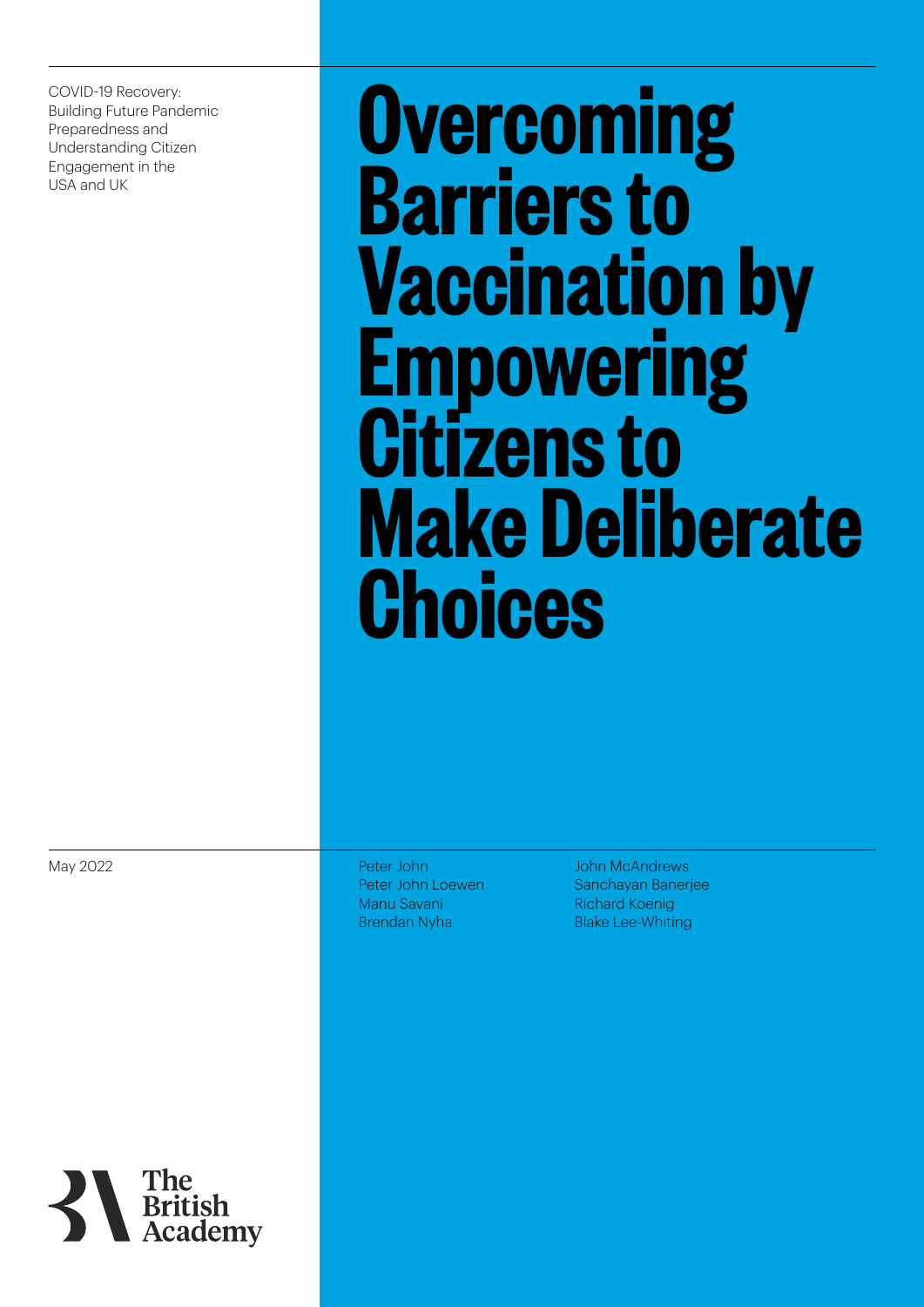COVID-19 Recovery: Building Future Pandemic Preparedness and Understanding Citizen Engagement in the USA and UK

# Overcoming Barriers to Vaccination by Empowering Citizens to Make Deliberate Choices

May 2022

Peter John
Peter John Loewen
Manu Savani
Brendan Nyha
John McAndrews
Sanchayan Banerjee
Richard Koenig
Blake Lee-Whiting

The British Academy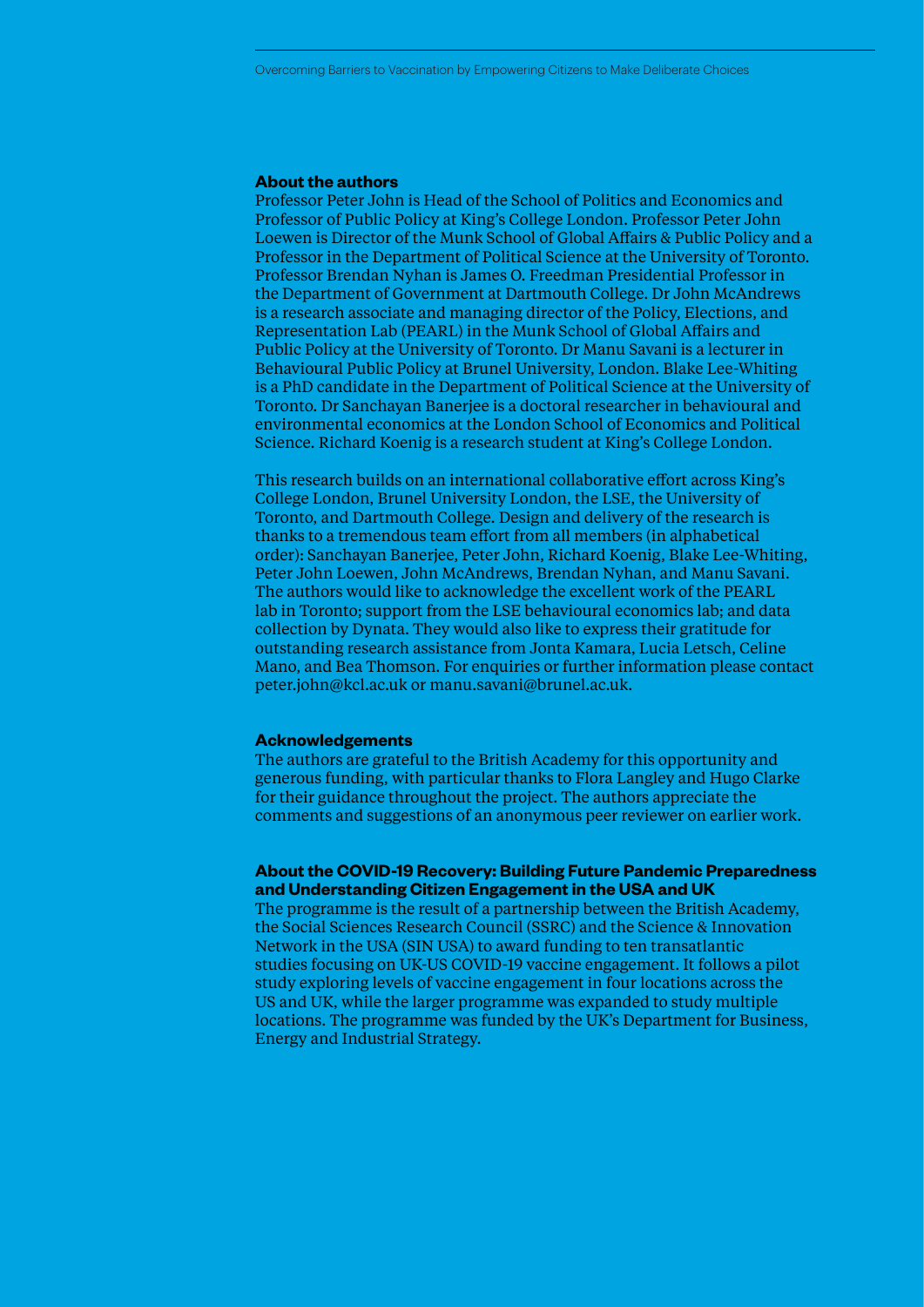### About the authors

Professor Peter John is Head of the School of Politics and Economics and Professor of Public Policy at King's College London. Professor Peter John Loewen is Director of the Munk School of Global Affairs & Public Policy and a Professor in the Department of Political Science at the University of Toronto. Professor Brendan Nyhan is James O. Freedman Presidential Professor in the Department of Government at Dartmouth College. Dr John McAndrews is a research associate and managing director of the Policy, Elections, and Representation Lab (PEARL) in the Munk School of Global Affairs and Public Policy at the University of Toronto. Dr Manu Savani is a lecturer in Behavioural Public Policy at Brunel University, London. Blake Lee-Whiting is a PhD candidate in the Department of Political Science at the University of Toronto. Dr Sanchayan Banerjee is a doctoral researcher in behavioural and environmental economics at the London School of Economics and Political Science. Richard Koenig is a research student at King's College London.

This research builds on an international collaborative effort across King's College London, Brunel University London, the LSE, the University of Toronto, and Dartmouth College. Design and delivery of the research is thanks to a tremendous team effort from all members (in alphabetical order): Sanchayan Banerjee, Peter John, Richard Koenig, Blake Lee-Whiting, Peter John Loewen, John McAndrews, Brendan Nyhan, and Manu Savani. The authors would like to acknowledge the excellent work of the PEARL lab in Toronto; support from the LSE behavioural economics lab; and data collection by Dynata. They would also like to express their gratitude for outstanding research assistance from Jonta Kamara, Lucia Letsch, Celine Mano, and Bea Thomson. For enquiries or further information please contact peter.john@kcl.ac.uk or manu.savani@brunel.ac.uk.

### Acknowledgements

The authors are grateful to the British Academy for this opportunity and generous funding, with particular thanks to Flora Langley and Hugo Clarke for their guidance throughout the project. The authors appreciate the comments and suggestions of an anonymous peer reviewer on earlier work.

### About the COVID-19 Recovery: Building Future Pandemic Preparedness and Understanding Citizen Engagement in the USA and UK

The programme is the result of a partnership between the British Academy, the Social Sciences Research Council (SSRC) and the Science & Innovation Network in the USA (SIN USA) to award funding to ten transatlantic studies focusing on UK-US COVID-19 vaccine engagement. It follows a pilot study exploring levels of vaccine engagement in four locations across the US and UK, while the larger programme was expanded to study multiple locations. The programme was funded by the UK's Department for Business, Energy and Industrial Strategy.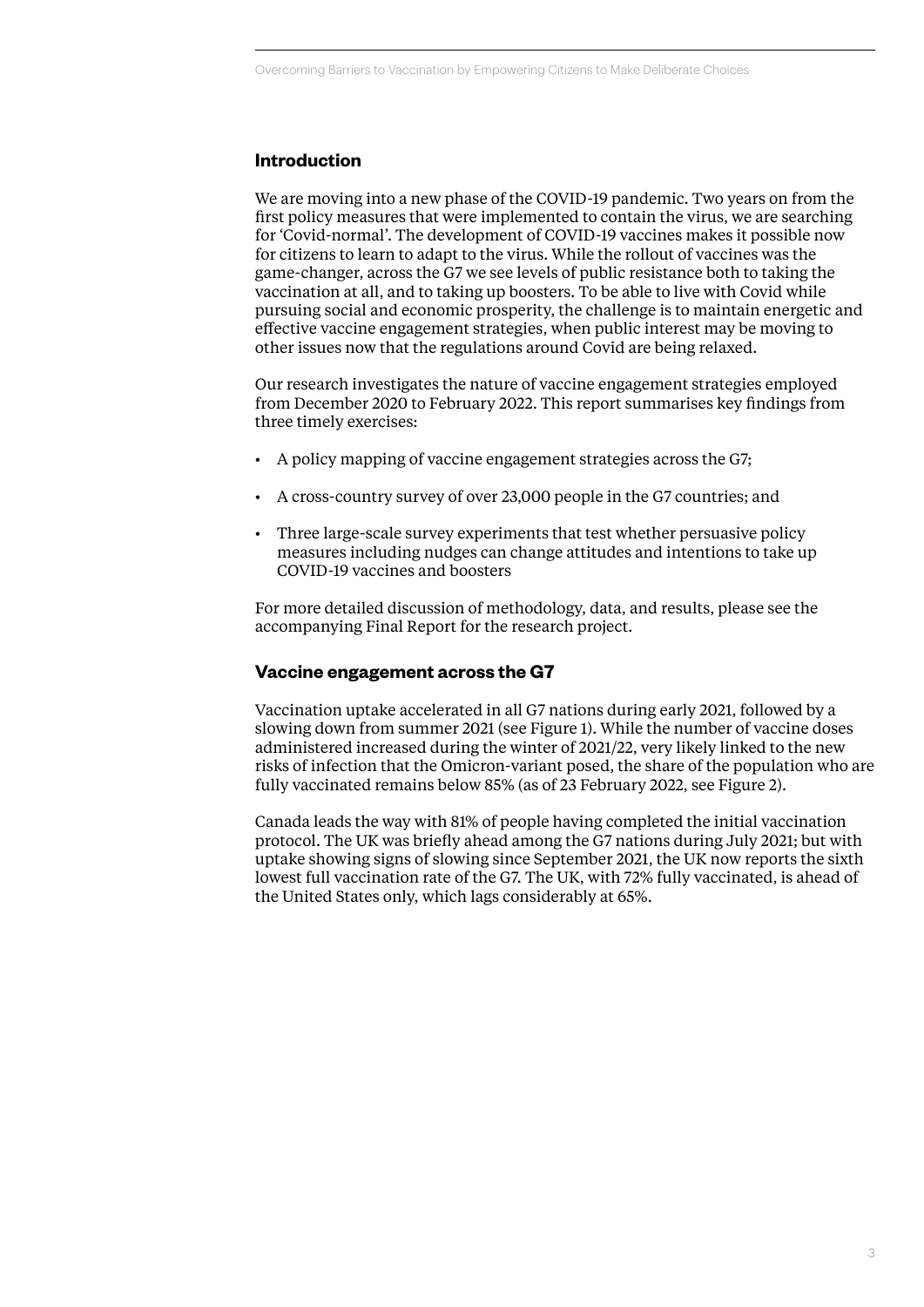## Introduction

We are moving into a new phase of the COVID-19 pandemic. Two years on from the first policy measures that were implemented to contain the virus, we are searching for 'Covid-normal'. The development of COVID-19 vaccines makes it possible now for citizens to learn to adapt to the virus. While the rollout of vaccines was the game-changer, across the G7 we see levels of public resistance both to taking the vaccination at all, and to taking up boosters. To be able to live with Covid while pursuing social and economic prosperity, the challenge is to maintain energetic and effective vaccine engagement strategies, when public interest may be moving to other issues now that the regulations around Covid are being relaxed.

Our research investigates the nature of vaccine engagement strategies employed from December 2020 to February 2022. This report summarises key findings from three timely exercises:

- A policy mapping of vaccine engagement strategies across the G7;
- A cross-country survey of over 23,000 people in the G7 countries; and
- Three large-scale survey experiments that test whether persuasive policy measures including nudges can change attitudes and intentions to take up COVID-19 vaccines and boosters

For more detailed discussion of methodology, data, and results, please see the accompanying Final Report for the research project.

## Vaccine engagement across the G7

Vaccination uptake accelerated in all G7 nations during early 2021, followed by a slowing down from summer 2021 (see Figure 1). While the number of vaccine doses administered increased during the winter of 2021/22, very likely linked to the new risks of infection that the Omicron-variant posed, the share of the population who are fully vaccinated remains below 85% (as of 23 February 2022, see Figure 2).

Canada leads the way with 81% of people having completed the initial vaccination protocol. The UK was briefly ahead among the G7 nations during July 2021; but with uptake showing signs of slowing since September 2021, the UK now reports the sixth lowest full vaccination rate of the G7. The UK, with 72% fully vaccinated, is ahead of the United States only, which lags considerably at 65%.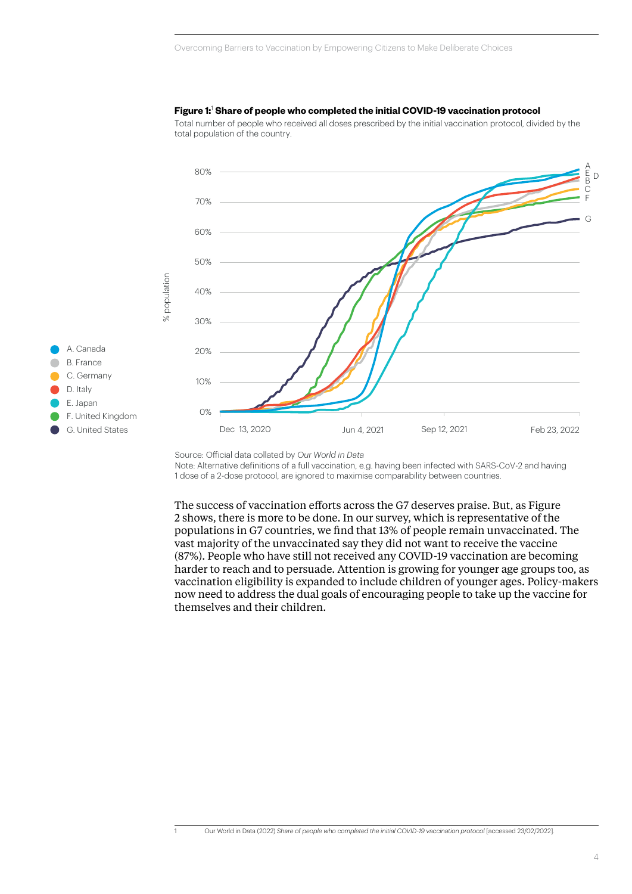**Figure 1:**[1] **Share of people who completed the initial COVID-19 vaccination protocol**

Total number of people who received all doses prescribed by the initial vaccination protocol, divided by the total population of the country.

Source: Official data collated by *Our World in Data*

Note: Alternative definitions of a full vaccination, e.g. having been infected with SARS-CoV-2 and having 1 dose of a 2-dose protocol, are ignored to maximise comparability between countries.

The success of vaccination efforts across the G7 deserves praise. But, as Figure 2 shows, there is more to be done. In our survey, which is representative of the populations in G7 countries, we find that 13% of people remain unvaccinated. The vast majority of the unvaccinated say they did not want to receive the vaccine (87%). People who have still not received any COVID-19 vaccination are becoming harder to reach and to persuade. Attention is growing for younger age groups too, as vaccination eligibility is expanded to include children of younger ages. Policy-makers now need to address the dual goals of encouraging people to take up the vaccine for themselves and their children.

---

1 Our World in Data (2022) *Share of people who completed the initial COVID-19 vaccination protocol* [accessed 23/02/2022].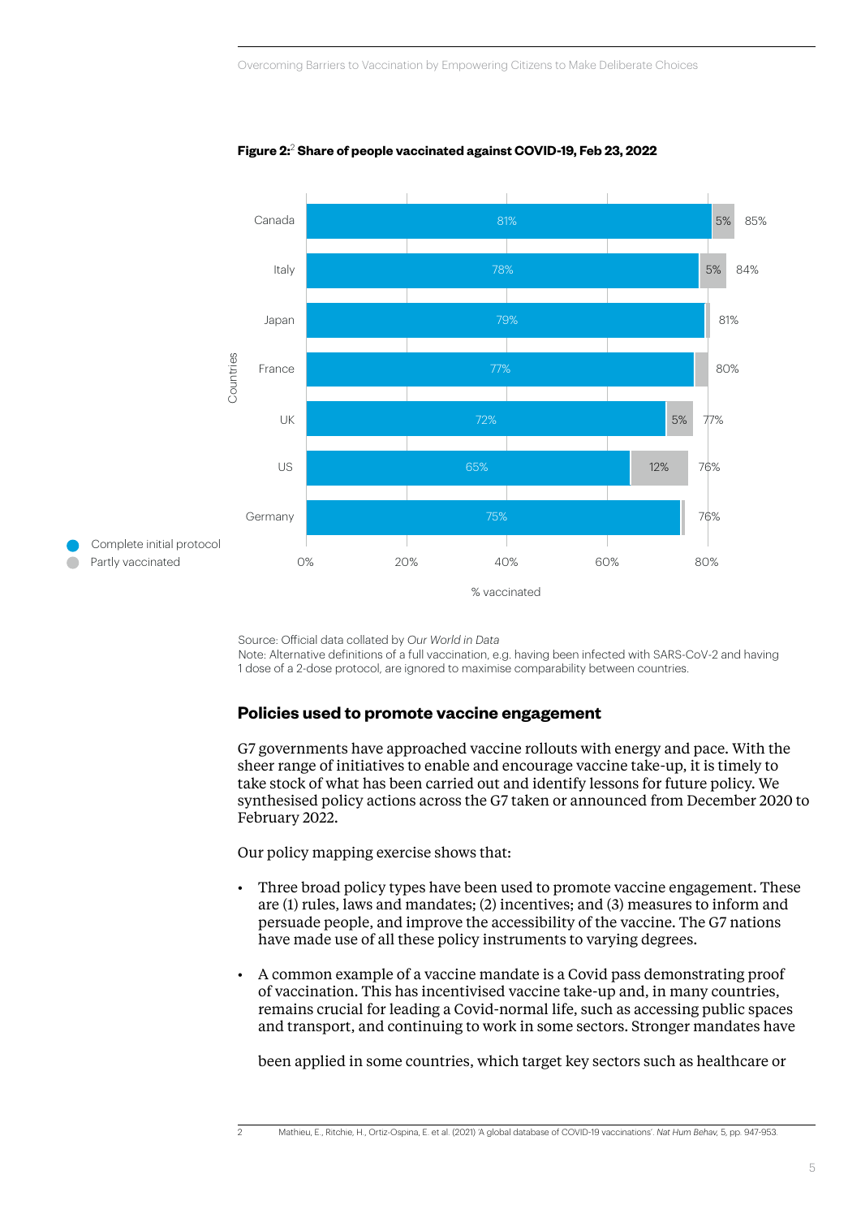**Figure 2:**[2] **Share of people vaccinated against COVID-19, Feb 23, 2022**

| Countries | Complete initial protocol | Partly vaccinated | Total |
|---|---|---|---|
| Canada | 81% | 5% | 85% |
| Italy | 78% | 5% | 84% |
| Japan | 79% | | 81% |
| France | 77% | | 80% |
| UK | 72% | 5% | 77% |
| US | 65% | 12% | 76% |
| Germany | 75% | | 76% |

% vaccinated

Source: Official data collated by *Our World in Data*
Note: Alternative definitions of a full vaccination, e.g. having been infected with SARS-CoV-2 and having 1 dose of a 2-dose protocol, are ignored to maximise comparability between countries.

## Policies used to promote vaccine engagement

G7 governments have approached vaccine rollouts with energy and pace. With the sheer range of initiatives to enable and encourage vaccine take-up, it is timely to take stock of what has been carried out and identify lessons for future policy. We synthesised policy actions across the G7 taken or announced from December 2020 to February 2022.

Our policy mapping exercise shows that:

- Three broad policy types have been used to promote vaccine engagement. These are (1) rules, laws and mandates; (2) incentives; and (3) measures to inform and persuade people, and improve the accessibility of the vaccine. The G7 nations have made use of all these policy instruments to varying degrees.

- A common example of a vaccine mandate is a Covid pass demonstrating proof of vaccination. This has incentivised vaccine take-up and, in many countries, remains crucial for leading a Covid-normal life, such as accessing public spaces and transport, and continuing to work in some sectors. Stronger mandates have

  been applied in some countries, which target key sectors such as healthcare or

[2] Mathieu, E., Ritchie, H., Ortiz-Ospina, E. et al. (2021) 'A global database of COVID-19 vaccinations'. *Nat Hum Behav,* 5, pp. 947-953.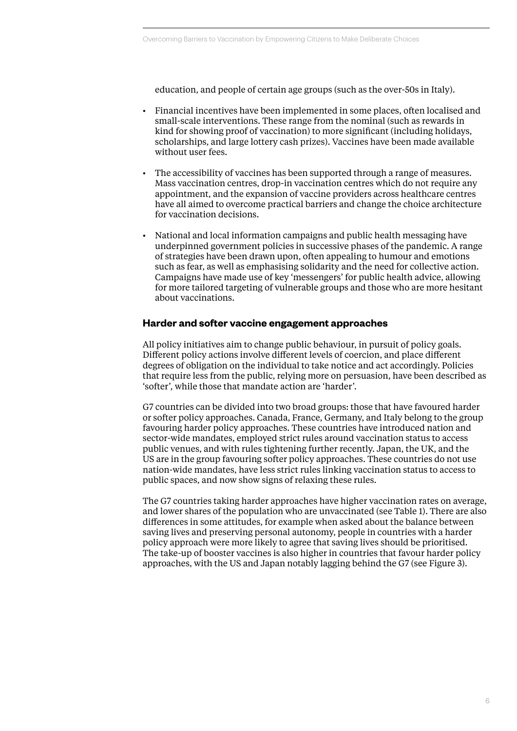education, and people of certain age groups (such as the over-50s in Italy).

- Financial incentives have been implemented in some places, often localised and small-scale interventions. These range from the nominal (such as rewards in kind for showing proof of vaccination) to more significant (including holidays, scholarships, and large lottery cash prizes). Vaccines have been made available without user fees.

- The accessibility of vaccines has been supported through a range of measures. Mass vaccination centres, drop-in vaccination centres which do not require any appointment, and the expansion of vaccine providers across healthcare centres have all aimed to overcome practical barriers and change the choice architecture for vaccination decisions.

- National and local information campaigns and public health messaging have underpinned government policies in successive phases of the pandemic. A range of strategies have been drawn upon, often appealing to humour and emotions such as fear, as well as emphasising solidarity and the need for collective action. Campaigns have made use of key 'messengers' for public health advice, allowing for more tailored targeting of vulnerable groups and those who are more hesitant about vaccinations.

## Harder and softer vaccine engagement approaches

All policy initiatives aim to change public behaviour, in pursuit of policy goals. Different policy actions involve different levels of coercion, and place different degrees of obligation on the individual to take notice and act accordingly. Policies that require less from the public, relying more on persuasion, have been described as 'softer', while those that mandate action are 'harder'.

G7 countries can be divided into two broad groups: those that have favoured harder or softer policy approaches. Canada, France, Germany, and Italy belong to the group favouring harder policy approaches. These countries have introduced nation and sector-wide mandates, employed strict rules around vaccination status to access public venues, and with rules tightening further recently. Japan, the UK, and the US are in the group favouring softer policy approaches. These countries do not use nation-wide mandates, have less strict rules linking vaccination status to access to public spaces, and now show signs of relaxing these rules.

The G7 countries taking harder approaches have higher vaccination rates on average, and lower shares of the population who are unvaccinated (see Table 1). There are also differences in some attitudes, for example when asked about the balance between saving lives and preserving personal autonomy, people in countries with a harder policy approach were more likely to agree that saving lives should be prioritised. The take-up of booster vaccines is also higher in countries that favour harder policy approaches, with the US and Japan notably lagging behind the G7 (see Figure 3).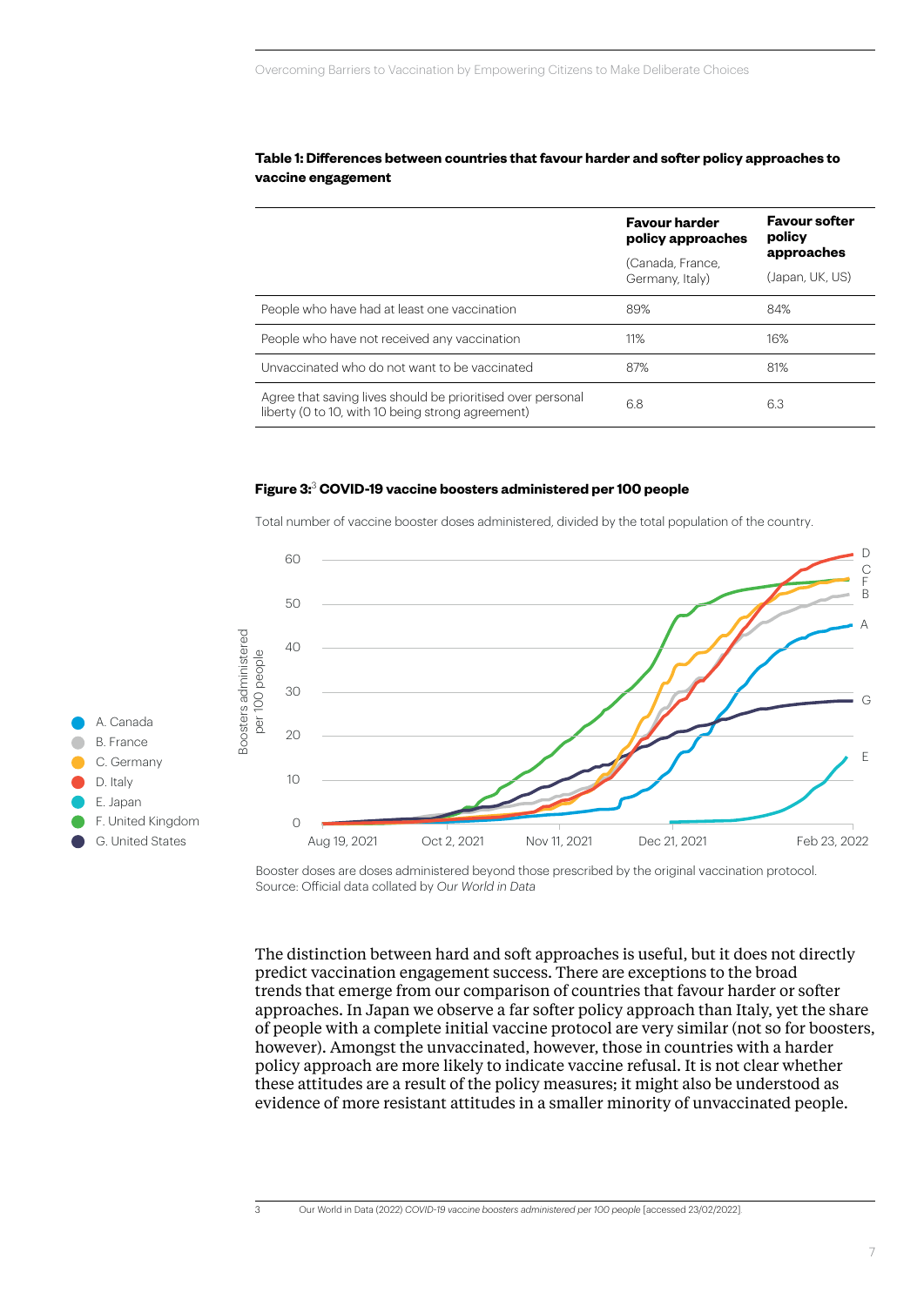**Table 1: Differences between countries that favour harder and softer policy approaches to vaccine engagement**

| | **Favour harder policy approaches** (Canada, France, Germany, Italy) | **Favour softer policy approaches** (Japan, UK, US) |
|---|---|---|
| People who have had at least one vaccination | 89% | 84% |
| People who have not received any vaccination | 11% | 16% |
| Unvaccinated who do not want to be vaccinated | 87% | 81% |
| Agree that saving lives should be prioritised over personal liberty (0 to 10, with 10 being strong agreement) | 6.8 | 6.3 |

**Figure 3:**[3] **COVID-19 vaccine boosters administered per 100 people**

Total number of vaccine booster doses administered, divided by the total population of the country.

Booster doses are doses administered beyond those prescribed by the original vaccination protocol.
Source: Official data collated by *Our World in Data*

The distinction between hard and soft approaches is useful, but it does not directly predict vaccination engagement success. There are exceptions to the broad trends that emerge from our comparison of countries that favour harder or softer approaches. In Japan we observe a far softer policy approach than Italy, yet the share of people with a complete initial vaccine protocol are very similar (not so for boosters, however). Amongst the unvaccinated, however, those in countries with a harder policy approach are more likely to indicate vaccine refusal. It is not clear whether these attitudes are a result of the policy measures; it might also be understood as evidence of more resistant attitudes in a smaller minority of unvaccinated people.

3 Our World in Data (2022) *COVID-19 vaccine boosters administered per 100 people* [accessed 23/02/2022].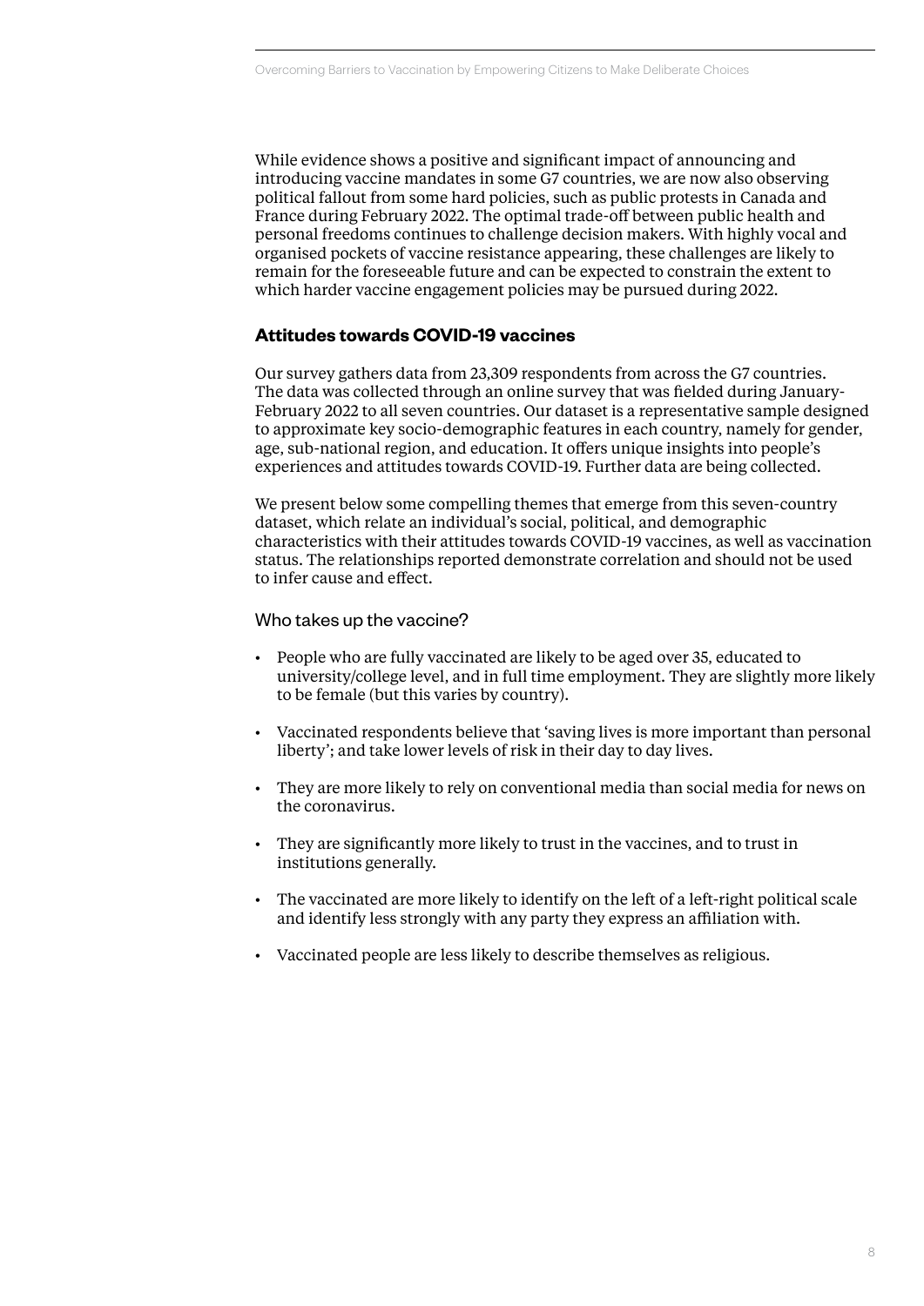While evidence shows a positive and significant impact of announcing and introducing vaccine mandates in some G7 countries, we are now also observing political fallout from some hard policies, such as public protests in Canada and France during February 2022. The optimal trade-off between public health and personal freedoms continues to challenge decision makers. With highly vocal and organised pockets of vaccine resistance appearing, these challenges are likely to remain for the foreseeable future and can be expected to constrain the extent to which harder vaccine engagement policies may be pursued during 2022.

## Attitudes towards COVID-19 vaccines

Our survey gathers data from 23,309 respondents from across the G7 countries. The data was collected through an online survey that was fielded during January-February 2022 to all seven countries. Our dataset is a representative sample designed to approximate key socio-demographic features in each country, namely for gender, age, sub-national region, and education. It offers unique insights into people's experiences and attitudes towards COVID-19. Further data are being collected.

We present below some compelling themes that emerge from this seven-country dataset, which relate an individual's social, political, and demographic characteristics with their attitudes towards COVID-19 vaccines, as well as vaccination status. The relationships reported demonstrate correlation and should not be used to infer cause and effect.

### Who takes up the vaccine?

- People who are fully vaccinated are likely to be aged over 35, educated to university/college level, and in full time employment. They are slightly more likely to be female (but this varies by country).
- Vaccinated respondents believe that 'saving lives is more important than personal liberty'; and take lower levels of risk in their day to day lives.
- They are more likely to rely on conventional media than social media for news on the coronavirus.
- They are significantly more likely to trust in the vaccines, and to trust in institutions generally.
- The vaccinated are more likely to identify on the left of a left-right political scale and identify less strongly with any party they express an affiliation with.
- Vaccinated people are less likely to describe themselves as religious.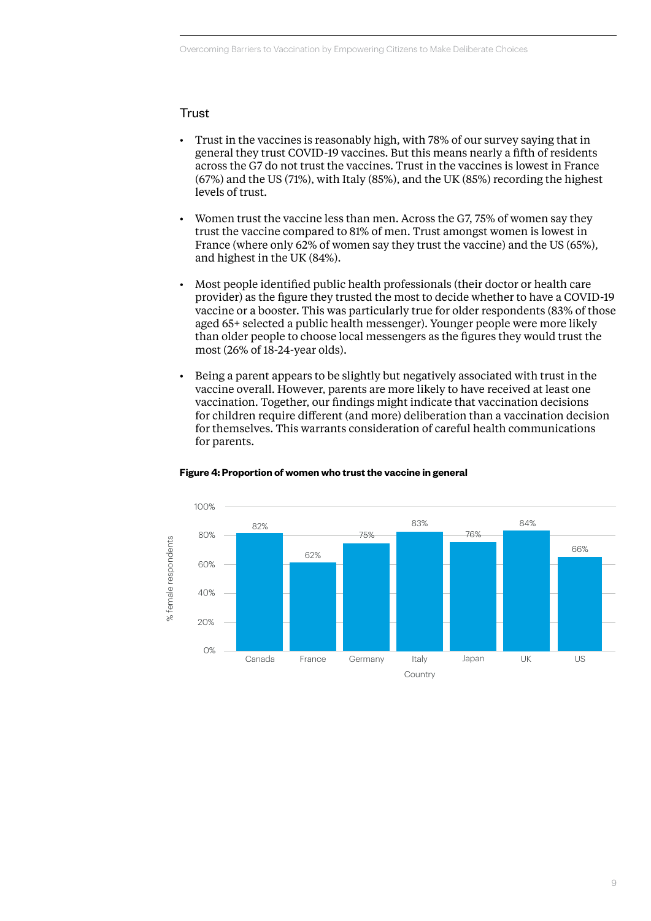## Trust

- Trust in the vaccines is reasonably high, with 78% of our survey saying that in general they trust COVID-19 vaccines. But this means nearly a fifth of residents across the G7 do not trust the vaccines. Trust in the vaccines is lowest in France (67%) and the US (71%), with Italy (85%), and the UK (85%) recording the highest levels of trust.

- Women trust the vaccine less than men. Across the G7, 75% of women say they trust the vaccine compared to 81% of men. Trust amongst women is lowest in France (where only 62% of women say they trust the vaccine) and the US (65%), and highest in the UK (84%).

- Most people identified public health professionals (their doctor or health care provider) as the figure they trusted the most to decide whether to have a COVID-19 vaccine or a booster. This was particularly true for older respondents (83% of those aged 65+ selected a public health messenger). Younger people were more likely than older people to choose local messengers as the figures they would trust the most (26% of 18-24-year olds).

- Being a parent appears to be slightly but negatively associated with trust in the vaccine overall. However, parents are more likely to have received at least one vaccination. Together, our findings might indicate that vaccination decisions for children require different (and more) deliberation than a vaccination decision for themselves. This warrants consideration of careful health communications for parents.

**Figure 4: Proportion of women who trust the vaccine in general**

| Country | % female respondents |
|---|---|
| Canada | 82% |
| France | 62% |
| Germany | 75% |
| Italy | 83% |
| Japan | 76% |
| UK | 84% |
| US | 66% |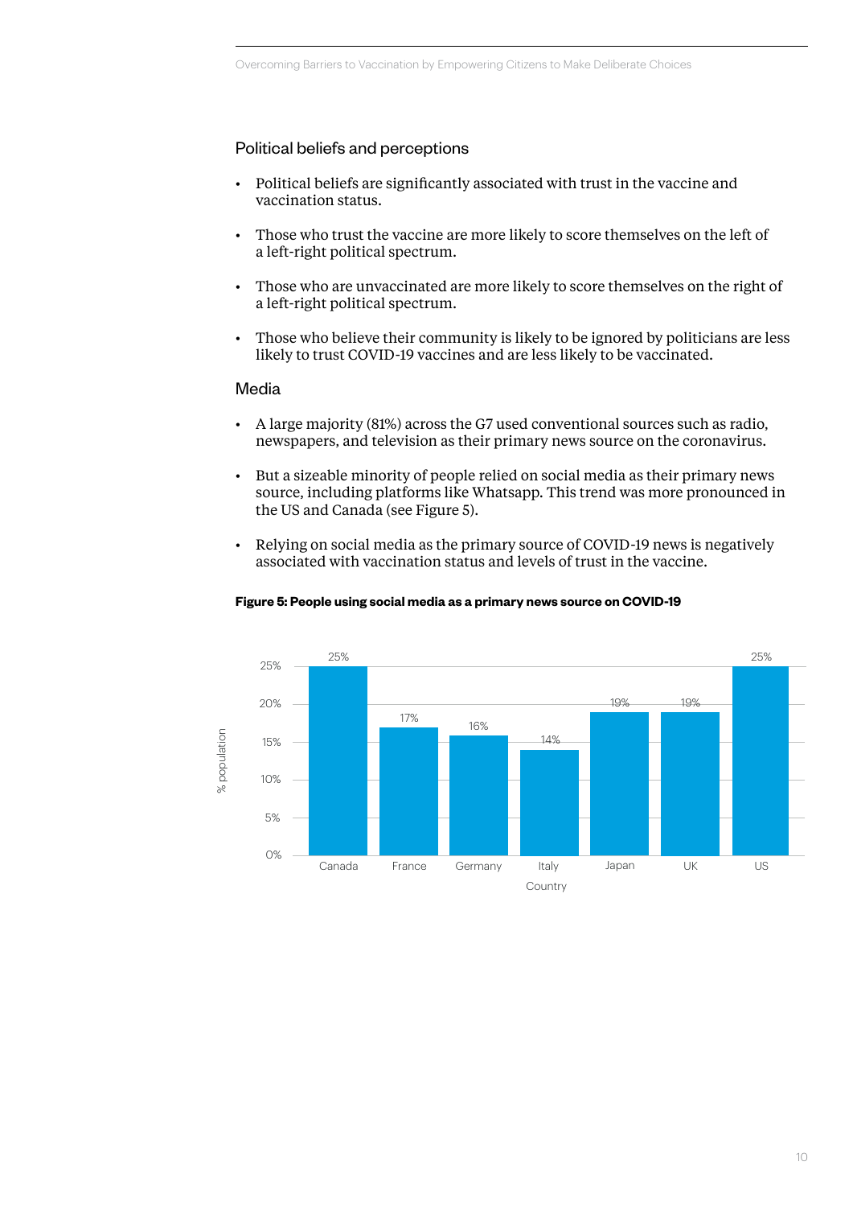## Political beliefs and perceptions

- Political beliefs are significantly associated with trust in the vaccine and vaccination status.
- Those who trust the vaccine are more likely to score themselves on the left of a left-right political spectrum.
- Those who are unvaccinated are more likely to score themselves on the right of a left-right political spectrum.
- Those who believe their community is likely to be ignored by politicians are less likely to trust COVID-19 vaccines and are less likely to be vaccinated.

## Media

- A large majority (81%) across the G7 used conventional sources such as radio, newspapers, and television as their primary news source on the coronavirus.
- But a sizeable minority of people relied on social media as their primary news source, including platforms like Whatsapp. This trend was more pronounced in the US and Canada (see Figure 5).
- Relying on social media as the primary source of COVID-19 news is negatively associated with vaccination status and levels of trust in the vaccine.

**Figure 5: People using social media as a primary news source on COVID-19**

| Country | % population |
|---|---|
| Canada | 25% |
| France | 17% |
| Germany | 16% |
| Italy | 14% |
| Japan | 19% |
| UK | 19% |
| US | 25% |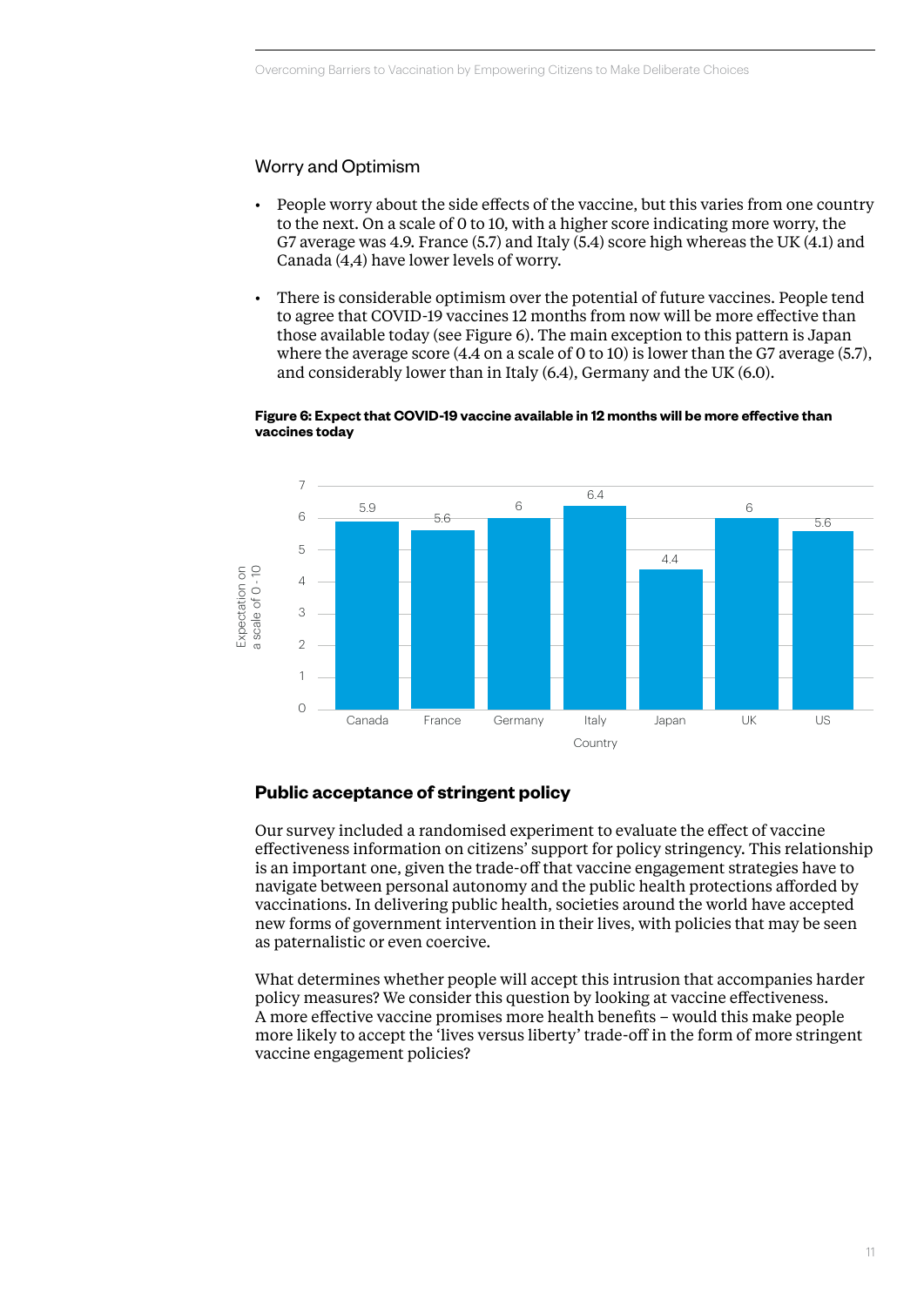## Worry and Optimism

- People worry about the side effects of the vaccine, but this varies from one country to the next. On a scale of 0 to 10, with a higher score indicating more worry, the G7 average was 4.9. France (5.7) and Italy (5.4) score high whereas the UK (4.1) and Canada (4,4) have lower levels of worry.
- There is considerable optimism over the potential of future vaccines. People tend to agree that COVID-19 vaccines 12 months from now will be more effective than those available today (see Figure 6). The main exception to this pattern is Japan where the average score (4.4 on a scale of 0 to 10) is lower than the G7 average (5.7), and considerably lower than in Italy (6.4), Germany and the UK (6.0).

**Figure 6: Expect that COVID-19 vaccine available in 12 months will be more effective than vaccines today**

| Country | Expectation on a scale of 0 - 10 |
|---|---|
| Canada | 5.9 |
| France | 5.6 |
| Germany | 6 |
| Italy | 6.4 |
| Japan | 4.4 |
| UK | 6 |
| US | 5.6 |

## Public acceptance of stringent policy

Our survey included a randomised experiment to evaluate the effect of vaccine effectiveness information on citizens' support for policy stringency. This relationship is an important one, given the trade-off that vaccine engagement strategies have to navigate between personal autonomy and the public health protections afforded by vaccinations. In delivering public health, societies around the world have accepted new forms of government intervention in their lives, with policies that may be seen as paternalistic or even coercive.

What determines whether people will accept this intrusion that accompanies harder policy measures? We consider this question by looking at vaccine effectiveness. A more effective vaccine promises more health benefits – would this make people more likely to accept the 'lives versus liberty' trade-off in the form of more stringent vaccine engagement policies?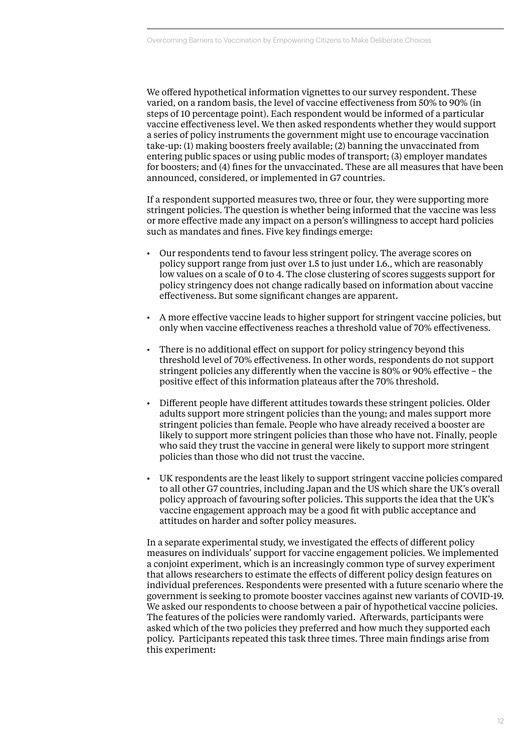We offered hypothetical information vignettes to our survey respondent. These varied, on a random basis, the level of vaccine effectiveness from 50% to 90% (in steps of 10 percentage point). Each respondent would be informed of a particular vaccine effectiveness level. We then asked respondents whether they would support a series of policy instruments the government might use to encourage vaccination take-up: (1) making boosters freely available; (2) banning the unvaccinated from entering public spaces or using public modes of transport; (3) employer mandates for boosters; and (4) fines for the unvaccinated. These are all measures that have been announced, considered, or implemented in G7 countries.

If a respondent supported measures two, three or four, they were supporting more stringent policies. The question is whether being informed that the vaccine was less or more effective made any impact on a person's willingness to accept hard policies such as mandates and fines. Five key findings emerge:

- Our respondents tend to favour less stringent policy. The average scores on policy support range from just over 1.5 to just under 1.6., which are reasonably low values on a scale of 0 to 4. The close clustering of scores suggests support for policy stringency does not change radically based on information about vaccine effectiveness. But some significant changes are apparent.
- A more effective vaccine leads to higher support for stringent vaccine policies, but only when vaccine effectiveness reaches a threshold value of 70% effectiveness.
- There is no additional effect on support for policy stringency beyond this threshold level of 70% effectiveness. In other words, respondents do not support stringent policies any differently when the vaccine is 80% or 90% effective – the positive effect of this information plateaus after the 70% threshold.
- Different people have different attitudes towards these stringent policies. Older adults support more stringent policies than the young; and males support more stringent policies than female. People who have already received a booster are likely to support more stringent policies than those who have not. Finally, people who said they trust the vaccine in general were likely to support more stringent policies than those who did not trust the vaccine.
- UK respondents are the least likely to support stringent vaccine policies compared to all other G7 countries, including Japan and the US which share the UK's overall policy approach of favouring softer policies. This supports the idea that the UK's vaccine engagement approach may be a good fit with public acceptance and attitudes on harder and softer policy measures.

In a separate experimental study, we investigated the effects of different policy measures on individuals' support for vaccine engagement policies. We implemented a conjoint experiment, which is an increasingly common type of survey experiment that allows researchers to estimate the effects of different policy design features on individual preferences. Respondents were presented with a future scenario where the government is seeking to promote booster vaccines against new variants of COVID-19. We asked our respondents to choose between a pair of hypothetical vaccine policies. The features of the policies were randomly varied. Afterwards, participants were asked which of the two policies they preferred and how much they supported each policy. Participants repeated this task three times. Three main findings arise from this experiment: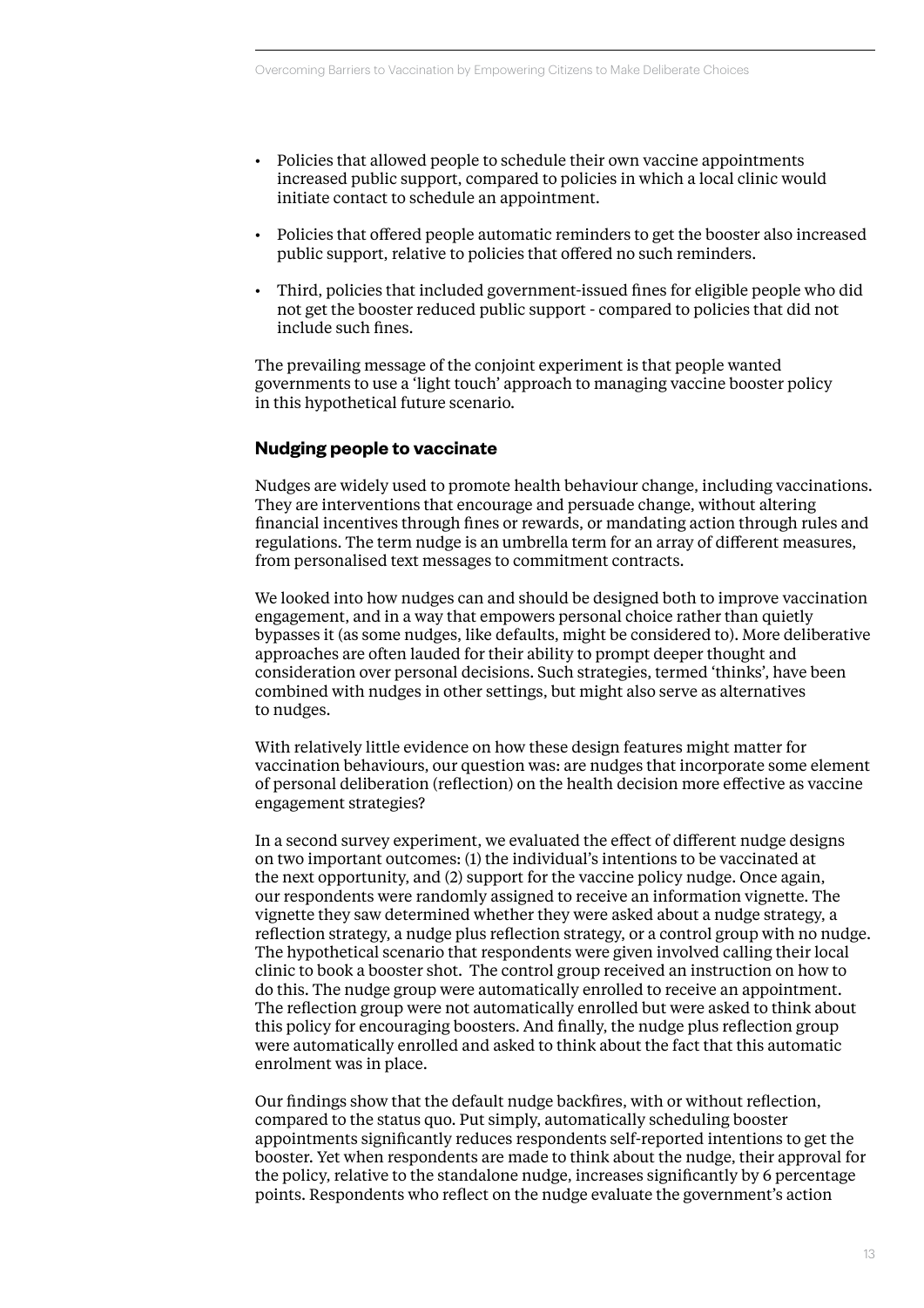- Policies that allowed people to schedule their own vaccine appointments increased public support, compared to policies in which a local clinic would initiate contact to schedule an appointment.
- Policies that offered people automatic reminders to get the booster also increased public support, relative to policies that offered no such reminders.
- Third, policies that included government-issued fines for eligible people who did not get the booster reduced public support - compared to policies that did not include such fines.

The prevailing message of the conjoint experiment is that people wanted governments to use a 'light touch' approach to managing vaccine booster policy in this hypothetical future scenario.

### Nudging people to vaccinate

Nudges are widely used to promote health behaviour change, including vaccinations. They are interventions that encourage and persuade change, without altering financial incentives through fines or rewards, or mandating action through rules and regulations. The term nudge is an umbrella term for an array of different measures, from personalised text messages to commitment contracts.

We looked into how nudges can and should be designed both to improve vaccination engagement, and in a way that empowers personal choice rather than quietly bypasses it (as some nudges, like defaults, might be considered to). More deliberative approaches are often lauded for their ability to prompt deeper thought and consideration over personal decisions. Such strategies, termed 'thinks', have been combined with nudges in other settings, but might also serve as alternatives to nudges.

With relatively little evidence on how these design features might matter for vaccination behaviours, our question was: are nudges that incorporate some element of personal deliberation (reflection) on the health decision more effective as vaccine engagement strategies?

In a second survey experiment, we evaluated the effect of different nudge designs on two important outcomes: (1) the individual's intentions to be vaccinated at the next opportunity, and (2) support for the vaccine policy nudge. Once again, our respondents were randomly assigned to receive an information vignette. The vignette they saw determined whether they were asked about a nudge strategy, a reflection strategy, a nudge plus reflection strategy, or a control group with no nudge. The hypothetical scenario that respondents were given involved calling their local clinic to book a booster shot. The control group received an instruction on how to do this. The nudge group were automatically enrolled to receive an appointment. The reflection group were not automatically enrolled but were asked to think about this policy for encouraging boosters. And finally, the nudge plus reflection group were automatically enrolled and asked to think about the fact that this automatic enrolment was in place.

Our findings show that the default nudge backfires, with or without reflection, compared to the status quo. Put simply, automatically scheduling booster appointments significantly reduces respondents self-reported intentions to get the booster. Yet when respondents are made to think about the nudge, their approval for the policy, relative to the standalone nudge, increases significantly by 6 percentage points. Respondents who reflect on the nudge evaluate the government's action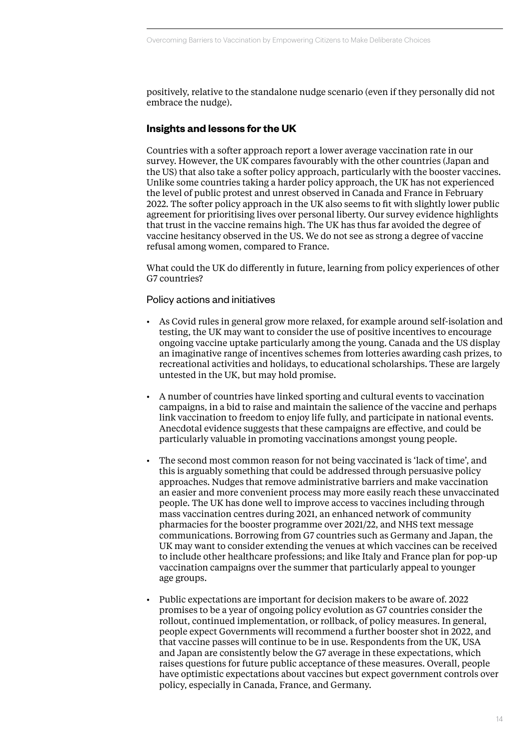positively, relative to the standalone nudge scenario (even if they personally did not embrace the nudge).

## Insights and lessons for the UK

Countries with a softer approach report a lower average vaccination rate in our survey. However, the UK compares favourably with the other countries (Japan and the US) that also take a softer policy approach, particularly with the booster vaccines. Unlike some countries taking a harder policy approach, the UK has not experienced the level of public protest and unrest observed in Canada and France in February 2022. The softer policy approach in the UK also seems to fit with slightly lower public agreement for prioritising lives over personal liberty. Our survey evidence highlights that trust in the vaccine remains high. The UK has thus far avoided the degree of vaccine hesitancy observed in the US. We do not see as strong a degree of vaccine refusal among women, compared to France.

What could the UK do differently in future, learning from policy experiences of other G7 countries?

### Policy actions and initiatives

- As Covid rules in general grow more relaxed, for example around self-isolation and testing, the UK may want to consider the use of positive incentives to encourage ongoing vaccine uptake particularly among the young. Canada and the US display an imaginative range of incentives schemes from lotteries awarding cash prizes, to recreational activities and holidays, to educational scholarships. These are largely untested in the UK, but may hold promise.
- A number of countries have linked sporting and cultural events to vaccination campaigns, in a bid to raise and maintain the salience of the vaccine and perhaps link vaccination to freedom to enjoy life fully, and participate in national events. Anecdotal evidence suggests that these campaigns are effective, and could be particularly valuable in promoting vaccinations amongst young people.
- The second most common reason for not being vaccinated is 'lack of time', and this is arguably something that could be addressed through persuasive policy approaches. Nudges that remove administrative barriers and make vaccination an easier and more convenient process may more easily reach these unvaccinated people. The UK has done well to improve access to vaccines including through mass vaccination centres during 2021, an enhanced network of community pharmacies for the booster programme over 2021/22, and NHS text message communications. Borrowing from G7 countries such as Germany and Japan, the UK may want to consider extending the venues at which vaccines can be received to include other healthcare professions; and like Italy and France plan for pop-up vaccination campaigns over the summer that particularly appeal to younger age groups.
- Public expectations are important for decision makers to be aware of. 2022 promises to be a year of ongoing policy evolution as G7 countries consider the rollout, continued implementation, or rollback, of policy measures. In general, people expect Governments will recommend a further booster shot in 2022, and that vaccine passes will continue to be in use. Respondents from the UK, USA and Japan are consistently below the G7 average in these expectations, which raises questions for future public acceptance of these measures. Overall, people have optimistic expectations about vaccines but expect government controls over policy, especially in Canada, France, and Germany.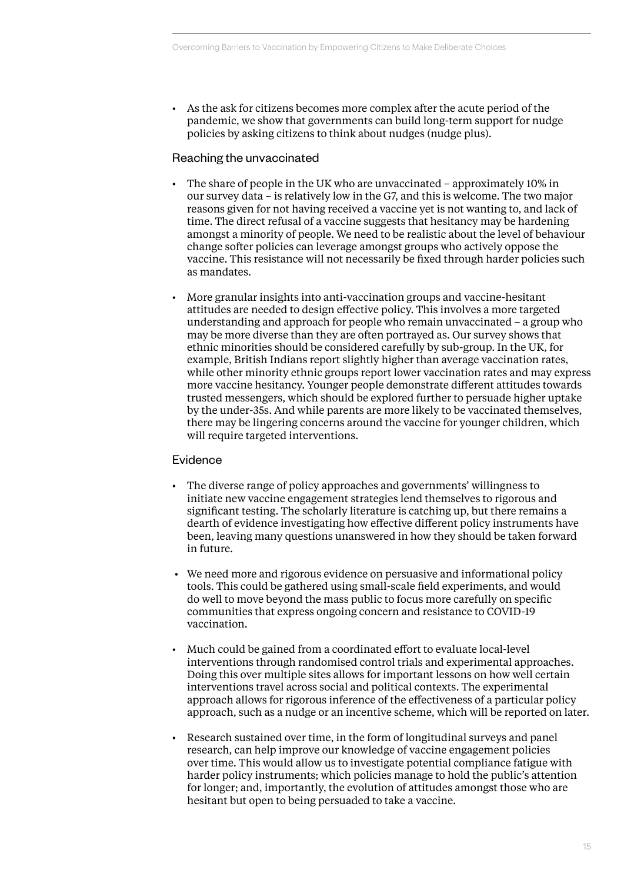- As the ask for citizens becomes more complex after the acute period of the pandemic, we show that governments can build long-term support for nudge policies by asking citizens to think about nudges (nudge plus).

### Reaching the unvaccinated

- The share of people in the UK who are unvaccinated – approximately 10% in our survey data – is relatively low in the G7, and this is welcome. The two major reasons given for not having received a vaccine yet is not wanting to, and lack of time. The direct refusal of a vaccine suggests that hesitancy may be hardening amongst a minority of people. We need to be realistic about the level of behaviour change softer policies can leverage amongst groups who actively oppose the vaccine. This resistance will not necessarily be fixed through harder policies such as mandates.
- More granular insights into anti-vaccination groups and vaccine-hesitant attitudes are needed to design effective policy. This involves a more targeted understanding and approach for people who remain unvaccinated – a group who may be more diverse than they are often portrayed as. Our survey shows that ethnic minorities should be considered carefully by sub-group. In the UK, for example, British Indians report slightly higher than average vaccination rates, while other minority ethnic groups report lower vaccination rates and may express more vaccine hesitancy. Younger people demonstrate different attitudes towards trusted messengers, which should be explored further to persuade higher uptake by the under-35s. And while parents are more likely to be vaccinated themselves, there may be lingering concerns around the vaccine for younger children, which will require targeted interventions.

### Evidence

- The diverse range of policy approaches and governments' willingness to initiate new vaccine engagement strategies lend themselves to rigorous and significant testing. The scholarly literature is catching up, but there remains a dearth of evidence investigating how effective different policy instruments have been, leaving many questions unanswered in how they should be taken forward in future.
- We need more and rigorous evidence on persuasive and informational policy tools. This could be gathered using small-scale field experiments, and would do well to move beyond the mass public to focus more carefully on specific communities that express ongoing concern and resistance to COVID-19 vaccination.
- Much could be gained from a coordinated effort to evaluate local-level interventions through randomised control trials and experimental approaches. Doing this over multiple sites allows for important lessons on how well certain interventions travel across social and political contexts. The experimental approach allows for rigorous inference of the effectiveness of a particular policy approach, such as a nudge or an incentive scheme, which will be reported on later.
- Research sustained over time, in the form of longitudinal surveys and panel research, can help improve our knowledge of vaccine engagement policies over time. This would allow us to investigate potential compliance fatigue with harder policy instruments; which policies manage to hold the public's attention for longer; and, importantly, the evolution of attitudes amongst those who are hesitant but open to being persuaded to take a vaccine.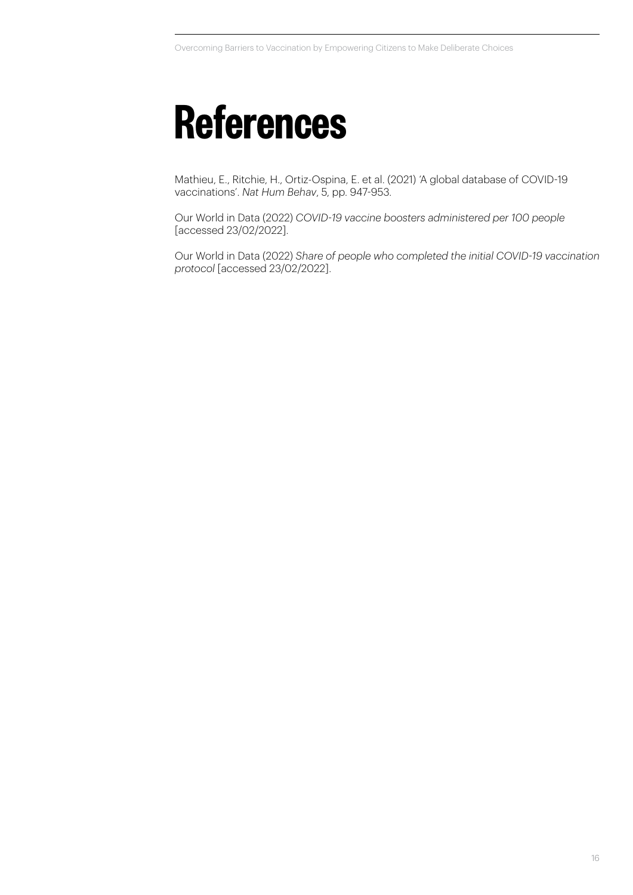# References

Mathieu, E., Ritchie, H., Ortiz-Ospina, E. et al. (2021) 'A global database of COVID-19 vaccinations'. *Nat Hum Behav*, 5, pp. 947-953.

Our World in Data (2022) *COVID-19 vaccine boosters administered per 100 people* [accessed 23/02/2022].

Our World in Data (2022) *Share of people who completed the initial COVID-19 vaccination protocol* [accessed 23/02/2022].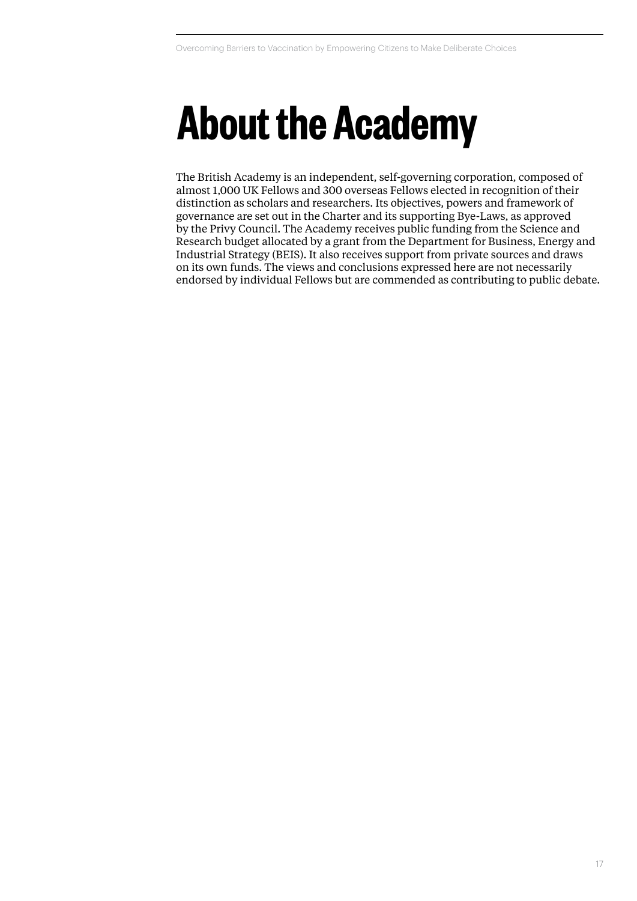# About the Academy

The British Academy is an independent, self-governing corporation, composed of almost 1,000 UK Fellows and 300 overseas Fellows elected in recognition of their distinction as scholars and researchers. Its objectives, powers and framework of governance are set out in the Charter and its supporting Bye-Laws, as approved by the Privy Council. The Academy receives public funding from the Science and Research budget allocated by a grant from the Department for Business, Energy and Industrial Strategy (BEIS). It also receives support from private sources and draws on its own funds. The views and conclusions expressed here are not necessarily endorsed by individual Fellows but are commended as contributing to public debate.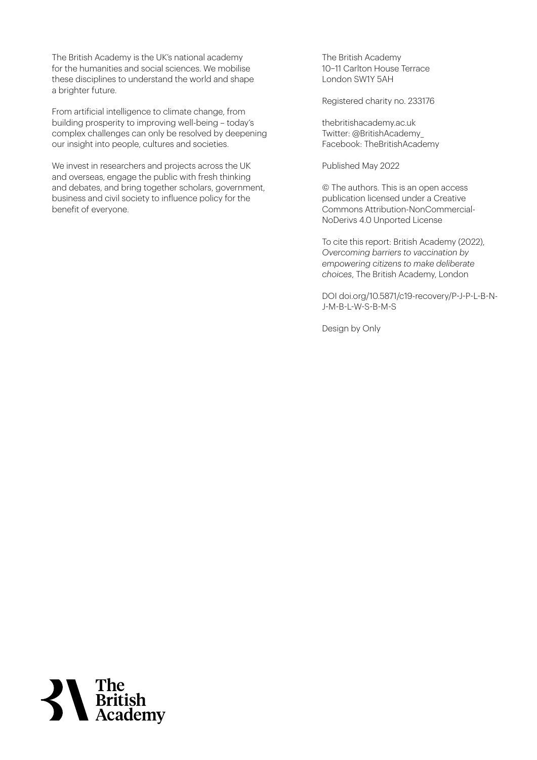The British Academy is the UK's national academy for the humanities and social sciences. We mobilise these disciplines to understand the world and shape a brighter future.

From artificial intelligence to climate change, from building prosperity to improving well-being – today's complex challenges can only be resolved by deepening our insight into people, cultures and societies.

We invest in researchers and projects across the UK and overseas, engage the public with fresh thinking and debates, and bring together scholars, government, business and civil society to influence policy for the benefit of everyone.

The British Academy
10–11 Carlton House Terrace
London SW1Y 5AH

Registered charity no. 233176

thebritishacademy.ac.uk
Twitter: @BritishAcademy_
Facebook: TheBritishAcademy

Published May 2022

© The authors. This is an open access publication licensed under a Creative Commons Attribution-NonCommercial-NoDerivs 4.0 Unported License

To cite this report: British Academy (2022), *Overcoming barriers to vaccination by empowering citizens to make deliberate choices*, The British Academy, London

DOI doi.org/10.5871/c19-recovery/P-J-P-L-B-N-J-M-B-L-W-S-B-M-S

Design by Only

The British Academy